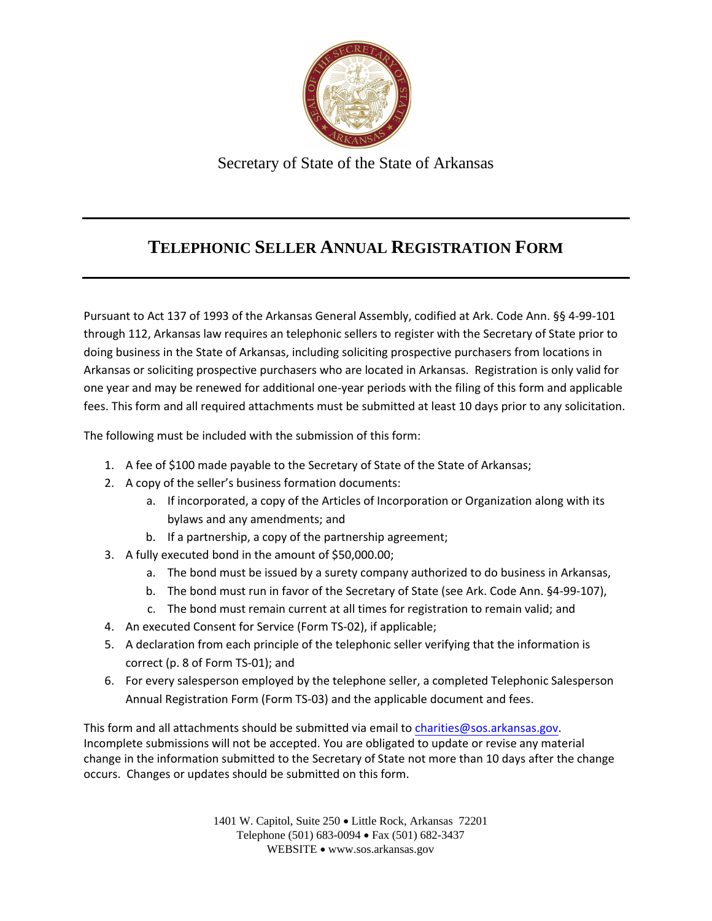Secretary of State of the State of Arkansas

# TELEPHONIC SELLER ANNUAL REGISTRATION FORM

Pursuant to Act 137 of 1993 of the Arkansas General Assembly, codified at Ark. Code Ann. §§ 4-99-101 through 112, Arkansas law requires an telephonic sellers to register with the Secretary of State prior to doing business in the State of Arkansas, including soliciting prospective purchasers from locations in Arkansas or soliciting prospective purchasers who are located in Arkansas. Registration is only valid for one year and may be renewed for additional one-year periods with the filing of this form and applicable fees. This form and all required attachments must be submitted at least 10 days prior to any solicitation.

The following must be included with the submission of this form:

1. A fee of $100 made payable to the Secretary of State of the State of Arkansas;
2. A copy of the seller's business formation documents:
   a. If incorporated, a copy of the Articles of Incorporation or Organization along with its bylaws and any amendments; and
   b. If a partnership, a copy of the partnership agreement;
3. A fully executed bond in the amount of $50,000.00;
   a. The bond must be issued by a surety company authorized to do business in Arkansas,
   b. The bond must run in favor of the Secretary of State (see Ark. Code Ann. §4-99-107),
   c. The bond must remain current at all times for registration to remain valid; and
4. An executed Consent for Service (Form TS-02), if applicable;
5. A declaration from each principle of the telephonic seller verifying that the information is correct (p. 8 of Form TS-01); and
6. For every salesperson employed by the telephone seller, a completed Telephonic Salesperson Annual Registration Form (Form TS-03) and the applicable document and fees.

This form and all attachments should be submitted via email to charities@sos.arkansas.gov. Incomplete submissions will not be accepted. You are obligated to update or revise any material change in the information submitted to the Secretary of State not more than 10 days after the change occurs. Changes or updates should be submitted on this form.

1401 W. Capitol, Suite 250 • Little Rock, Arkansas 72201
Telephone (501) 683-0094 • Fax (501) 682-3437
WEBSITE • www.sos.arkansas.gov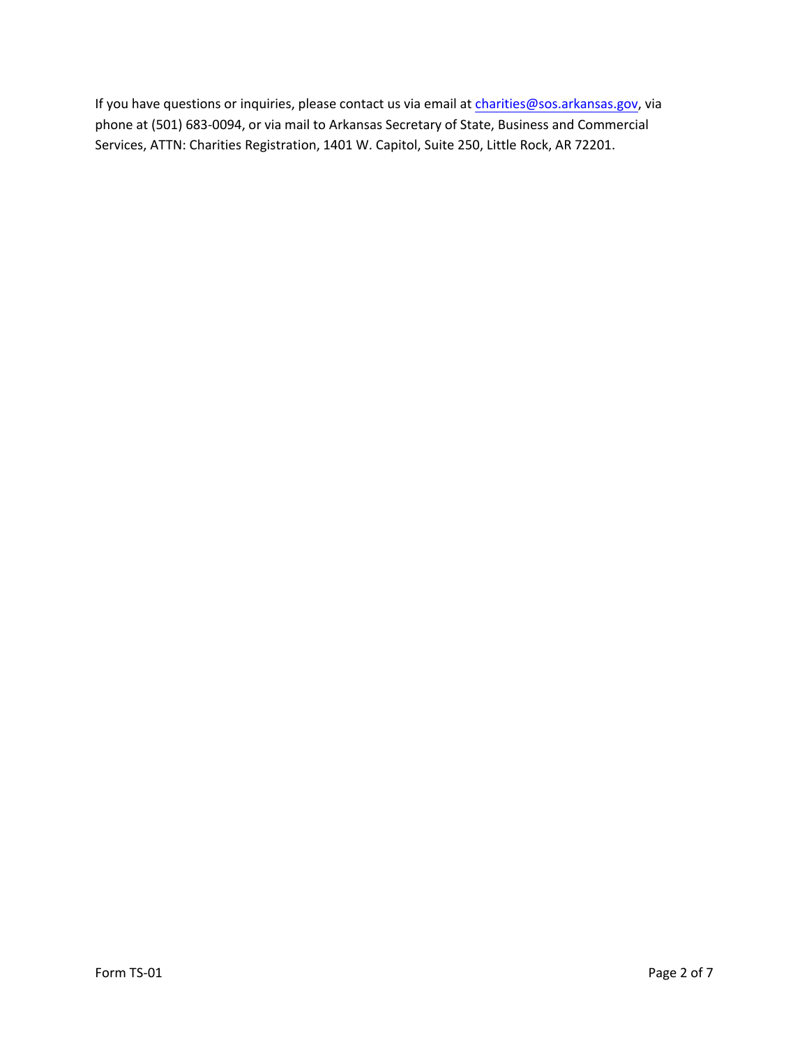If you have questions or inquiries, please contact us via email at charities@sos.arkansas.gov, via phone at (501) 683-0094, or via mail to Arkansas Secretary of State, Business and Commercial Services, ATTN: Charities Registration, 1401 W. Capitol, Suite 250, Little Rock, AR 72201.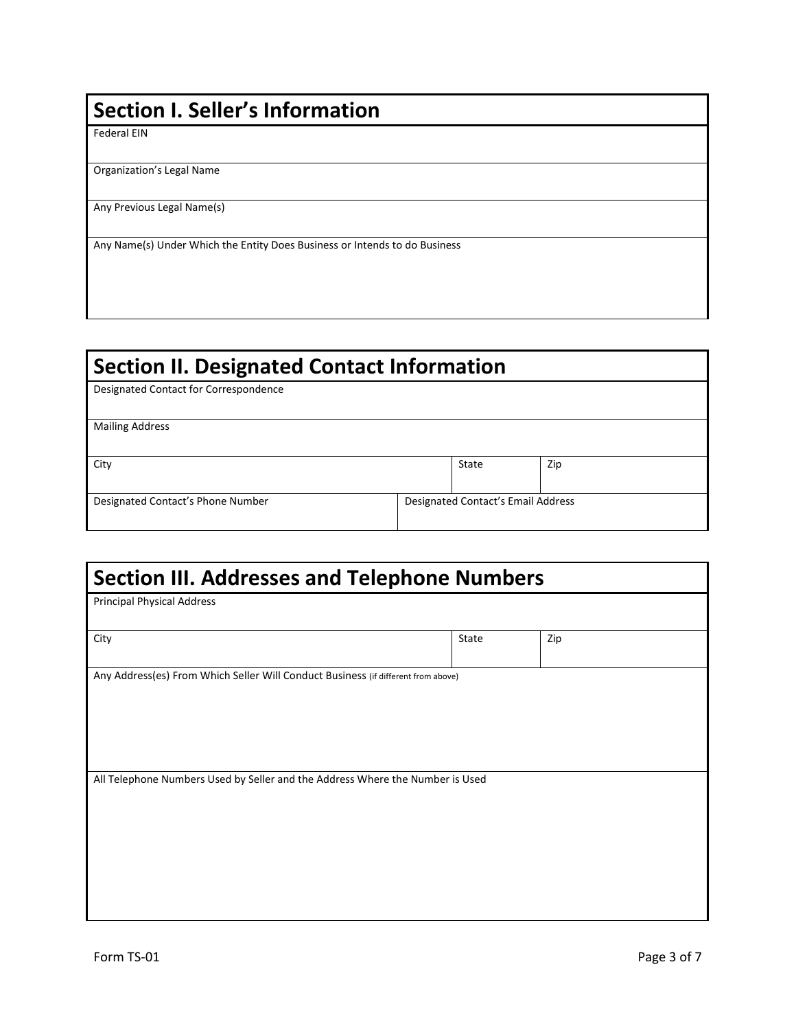## Section I. Seller's Information

Federal EIN

Organization's Legal Name

Any Previous Legal Name(s)

Any Name(s) Under Which the Entity Does Business or Intends to do Business

## Section II. Designated Contact Information

Designated Contact for Correspondence

Mailing Address

| City | State | Zip |
|---|---|---|
| | | |

| Designated Contact's Phone Number | Designated Contact's Email Address |
|---|---|
| | |

## Section III. Addresses and Telephone Numbers

Principal Physical Address

| City | State | Zip |
|---|---|---|
| | | |

Any Address(es) From Which Seller Will Conduct Business (if different from above)

All Telephone Numbers Used by Seller and the Address Where the Number is Used

Form TS-01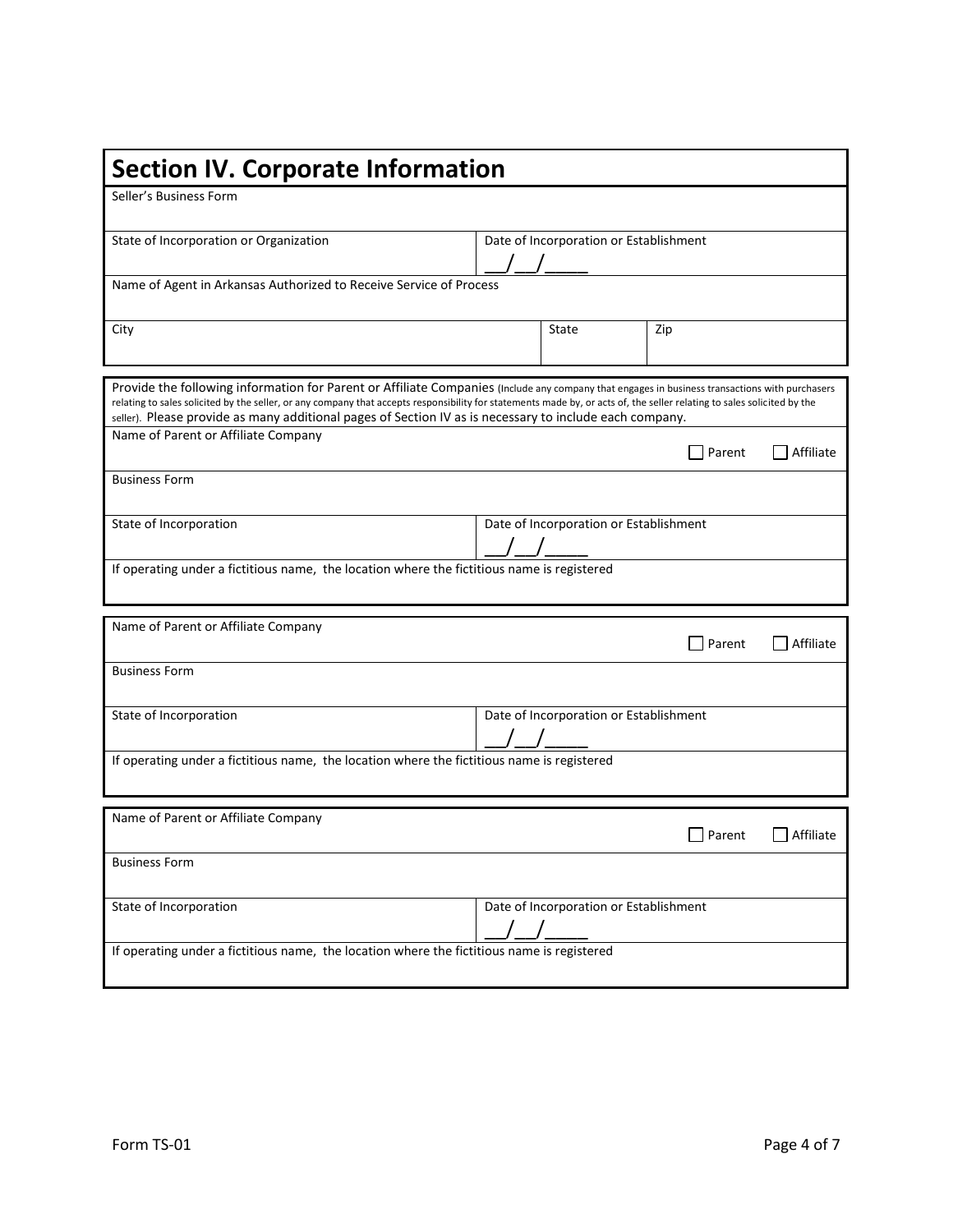## Section IV. Corporate Information

| Seller's Business Form | | |
|---|---|---|
| State of Incorporation or Organization | Date of Incorporation or Establishment<br>\_\_/\_\_/\_\_\_\_ | |
| Name of Agent in Arkansas Authorized to Receive Service of Process | | |
| City | State | Zip |

Provide the following information for Parent or Affiliate Companies (Include any company that engages in business transactions with purchasers relating to sales solicited by the seller, or any company that accepts responsibility for statements made by, or acts of, the seller relating to sales solicited by the seller). Please provide as many additional pages of Section IV as is necessary to include each company.

| Name of Parent or Affiliate Company | ☐ Parent ☐ Affiliate |
|---|---|
| Business Form | |
| State of Incorporation | Date of Incorporation or Establishment<br>\_\_/\_\_/\_\_\_\_ |
| If operating under a fictitious name, the location where the fictitious name is registered | |

| Name of Parent or Affiliate Company | ☐ Parent ☐ Affiliate |
|---|---|
| Business Form | |
| State of Incorporation | Date of Incorporation or Establishment<br>\_\_/\_\_/\_\_\_\_ |
| If operating under a fictitious name, the location where the fictitious name is registered | |

| Name of Parent or Affiliate Company | ☐ Parent ☐ Affiliate |
|---|---|
| Business Form | |
| State of Incorporation | Date of Incorporation or Establishment<br>\_\_/\_\_/\_\_\_\_ |
| If operating under a fictitious name, the location where the fictitious name is registered | |

Form TS-01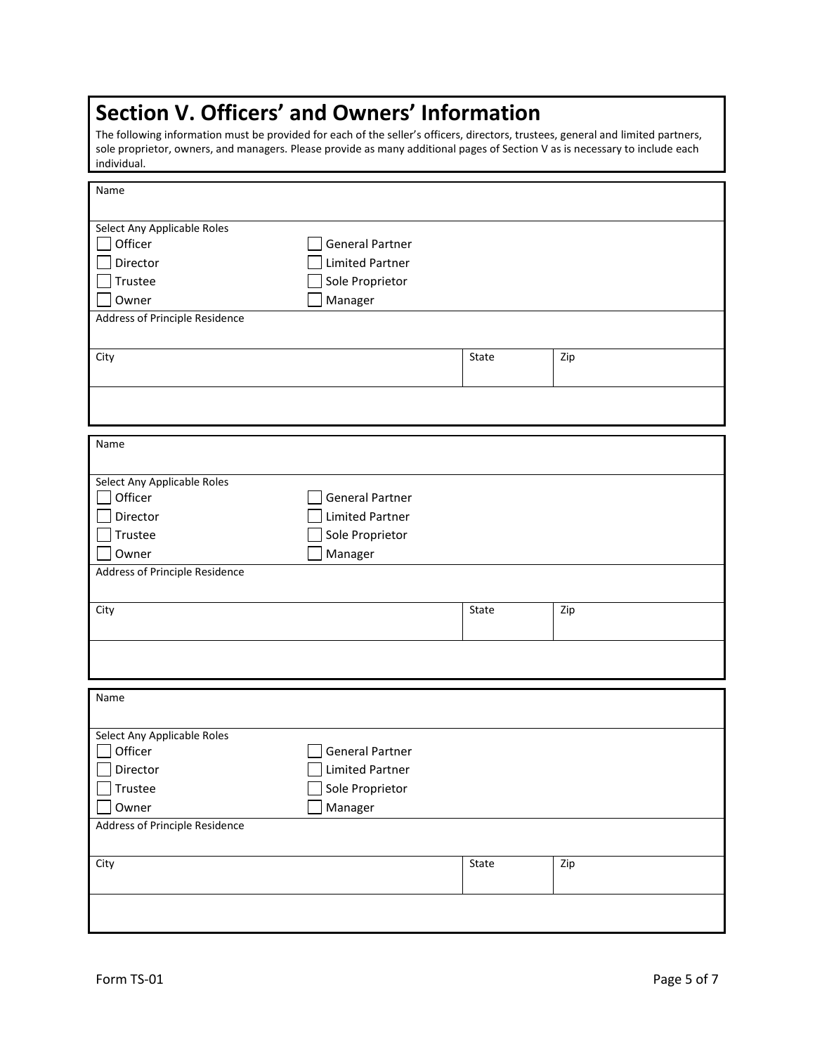## Section V. Officers' and Owners' Information

The following information must be provided for each of the seller's officers, directors, trustees, general and limited partners, sole proprietor, owners, and managers. Please provide as many additional pages of Section V as is necessary to include each individual.

| Name | | |
|---|---|---|
| | | |

Select Any Applicable Roles

- [ ] Officer
- [ ] Director
- [ ] Trustee
- [ ] Owner
- [ ] General Partner
- [ ] Limited Partner
- [ ] Sole Proprietor
- [ ] Manager

| Address of Principle Residence | | |
|---|---|---|
| | | |
| City | State | Zip |
| | | |

| Name | | |
|---|---|---|
| | | |

Select Any Applicable Roles

- [ ] Officer
- [ ] Director
- [ ] Trustee
- [ ] Owner
- [ ] General Partner
- [ ] Limited Partner
- [ ] Sole Proprietor
- [ ] Manager

| Address of Principle Residence | | |
|---|---|---|
| | | |
| City | State | Zip |
| | | |

| Name | | |
|---|---|---|
| | | |

Select Any Applicable Roles

- [ ] Officer
- [ ] Director
- [ ] Trustee
- [ ] Owner
- [ ] General Partner
- [ ] Limited Partner
- [ ] Sole Proprietor
- [ ] Manager

| Address of Principle Residence | | |
|---|---|---|
| | | |
| City | State | Zip |
| | | |

Form TS-01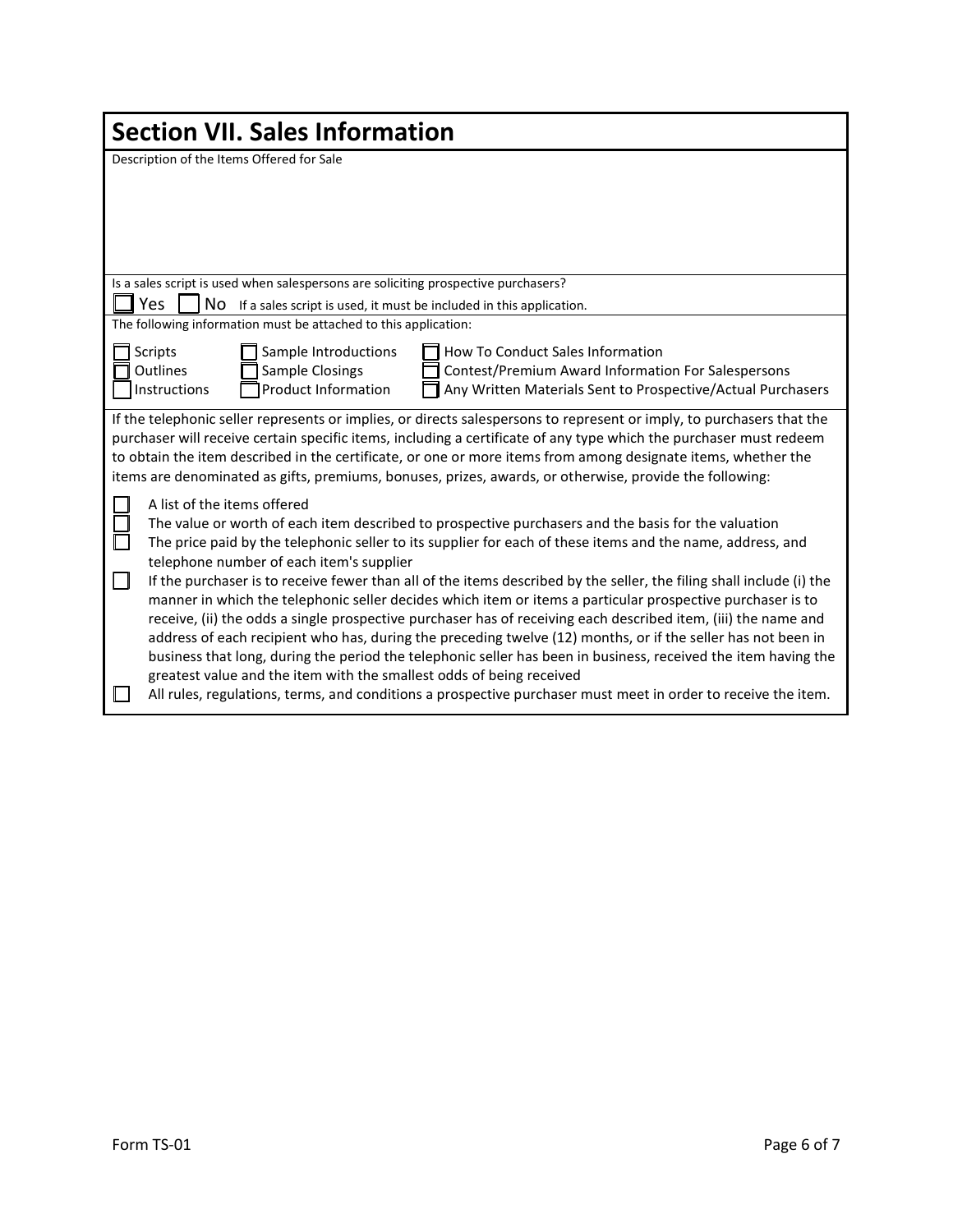## Section VII. Sales Information

Description of the Items Offered for Sale

Is a sales script is used when salespersons are soliciting prospective purchasers?

☐ Yes ☐ No If a sales script is used, it must be included in this application.

The following information must be attached to this application:

- ☐ Scripts
- ☐ Outlines
- ☐ Instructions
- ☐ Sample Introductions
- ☐ Sample Closings
- ☐ Product Information
- ☐ How To Conduct Sales Information
- ☐ Contest/Premium Award Information For Salespersons
- ☐ Any Written Materials Sent to Prospective/Actual Purchasers

If the telephonic seller represents or implies, or directs salespersons to represent or imply, to purchasers that the purchaser will receive certain specific items, including a certificate of any type which the purchaser must redeem to obtain the item described in the certificate, or one or more items from among designate items, whether the items are denominated as gifts, premiums, bonuses, prizes, awards, or otherwise, provide the following:

- ☐ A list of the items offered
- ☐ The value or worth of each item described to prospective purchasers and the basis for the valuation
- ☐ The price paid by the telephonic seller to its supplier for each of these items and the name, address, and telephone number of each item's supplier
- ☐ If the purchaser is to receive fewer than all of the items described by the seller, the filing shall include (i) the manner in which the telephonic seller decides which item or items a particular prospective purchaser is to receive, (ii) the odds a single prospective purchaser has of receiving each described item, (iii) the name and address of each recipient who has, during the preceding twelve (12) months, or if the seller has not been in business that long, during the period the telephonic seller has been in business, received the item having the greatest value and the item with the smallest odds of being received
- ☐ All rules, regulations, terms, and conditions a prospective purchaser must meet in order to receive the item.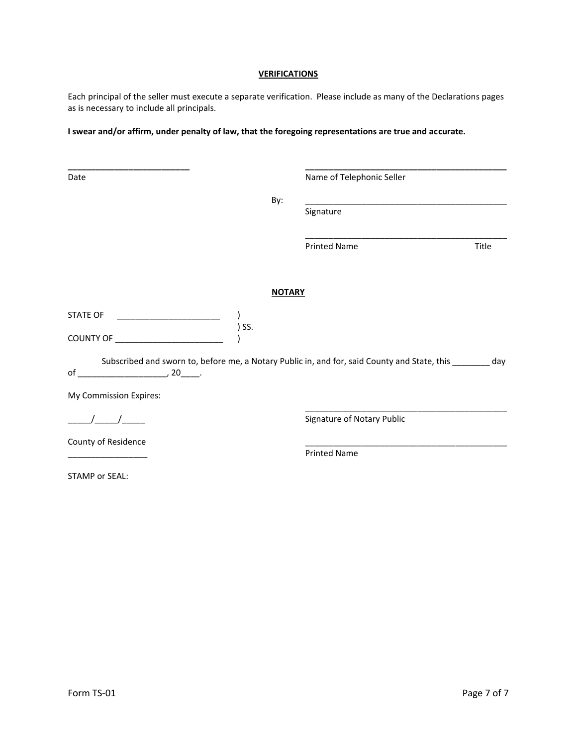## VERIFICATIONS

Each principal of the seller must execute a separate verification. Please include as many of the Declarations pages as is necessary to include all principals.

**I swear and/or affirm, under penalty of law, that the foregoing representations are true and accurate.**

___________________________ Date

_____________________________________________ Name of Telephonic Seller

By: _____________________________________________ Signature

_____________________________________________ Printed Name Title

## NOTARY

STATE OF ______________________ )
) SS.
COUNTY OF ______________________ )

Subscribed and sworn to, before me, a Notary Public in, and for, said County and State, this ________ day of ___________________, 20____.

My Commission Expires:

_____/_____/_____

_____________________________________________ Signature of Notary Public

County of Residence
_________________

_____________________________________________ Printed Name

STAMP or SEAL:

Form TS-01